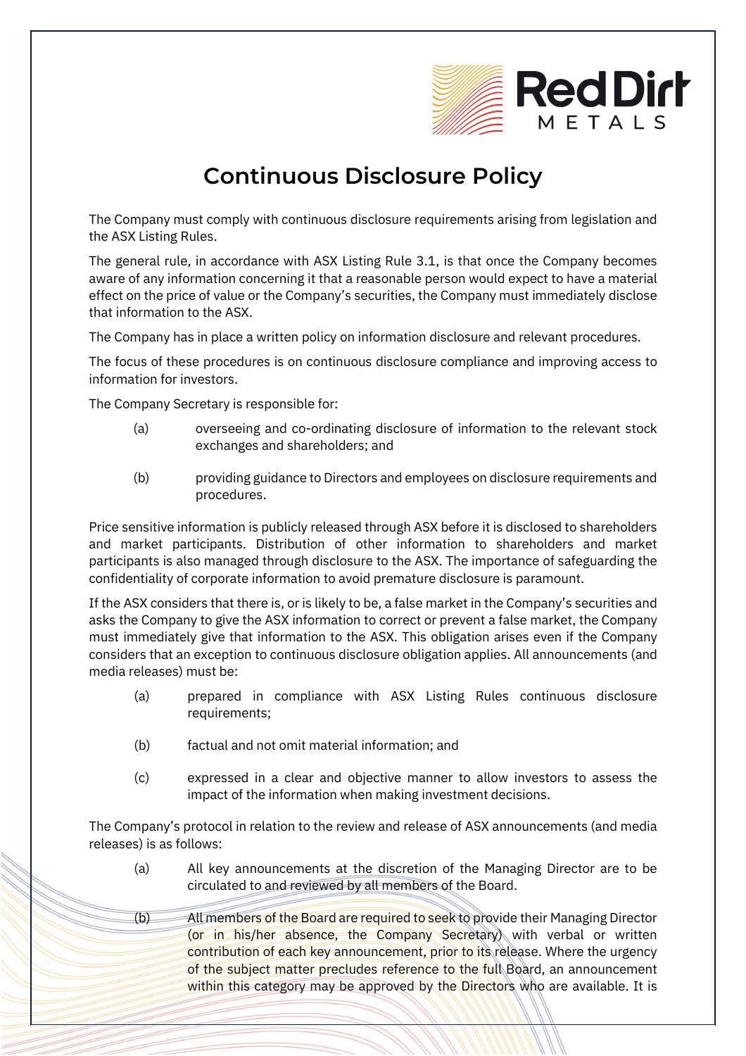# Continuous Disclosure Policy

The Company must comply with continuous disclosure requirements arising from legislation and the ASX Listing Rules.

The general rule, in accordance with ASX Listing Rule 3.1, is that once the Company becomes aware of any information concerning it that a reasonable person would expect to have a material effect on the price of value or the Company's securities, the Company must immediately disclose that information to the ASX.

The Company has in place a written policy on information disclosure and relevant procedures.

The focus of these procedures is on continuous disclosure compliance and improving access to information for investors.

The Company Secretary is responsible for:

(a) overseeing and co-ordinating disclosure of information to the relevant stock exchanges and shareholders; and

(b) providing guidance to Directors and employees on disclosure requirements and procedures.

Price sensitive information is publicly released through ASX before it is disclosed to shareholders and market participants. Distribution of other information to shareholders and market participants is also managed through disclosure to the ASX. The importance of safeguarding the confidentiality of corporate information to avoid premature disclosure is paramount.

If the ASX considers that there is, or is likely to be, a false market in the Company's securities and asks the Company to give the ASX information to correct or prevent a false market, the Company must immediately give that information to the ASX. This obligation arises even if the Company considers that an exception to continuous disclosure obligation applies. All announcements (and media releases) must be:

(a) prepared in compliance with ASX Listing Rules continuous disclosure requirements;

(b) factual and not omit material information; and

(c) expressed in a clear and objective manner to allow investors to assess the impact of the information when making investment decisions.

The Company's protocol in relation to the review and release of ASX announcements (and media releases) is as follows:

(a) All key announcements at the discretion of the Managing Director are to be circulated to and reviewed by all members of the Board.

(b) All members of the Board are required to seek to provide their Managing Director (or in his/her absence, the Company Secretary) with verbal or written contribution of each key announcement, prior to its release. Where the urgency of the subject matter precludes reference to the full Board, an announcement within this category may be approved by the Directors who are available. It is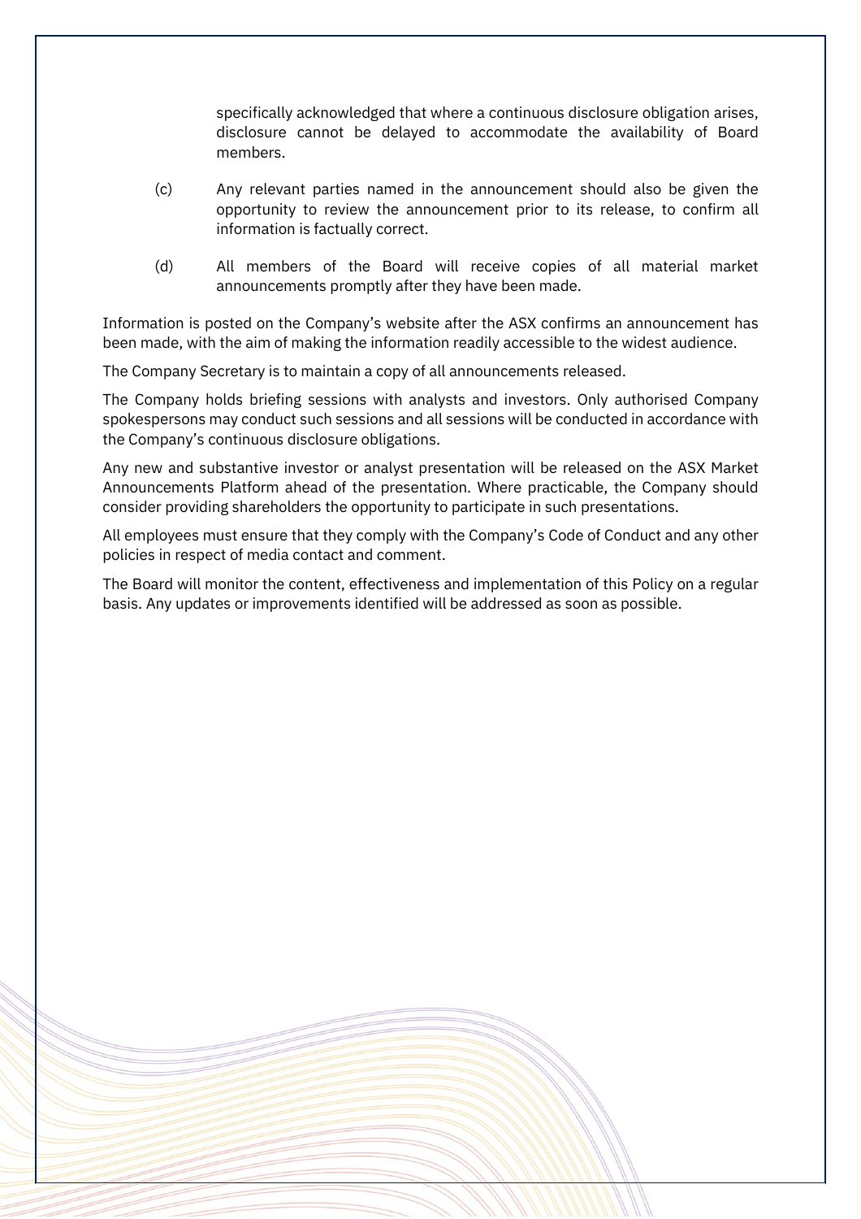specifically acknowledged that where a continuous disclosure obligation arises, disclosure cannot be delayed to accommodate the availability of Board members.

(c) Any relevant parties named in the announcement should also be given the opportunity to review the announcement prior to its release, to confirm all information is factually correct.

(d) All members of the Board will receive copies of all material market announcements promptly after they have been made.

Information is posted on the Company's website after the ASX confirms an announcement has been made, with the aim of making the information readily accessible to the widest audience.

The Company Secretary is to maintain a copy of all announcements released.

The Company holds briefing sessions with analysts and investors. Only authorised Company spokespersons may conduct such sessions and all sessions will be conducted in accordance with the Company's continuous disclosure obligations.

Any new and substantive investor or analyst presentation will be released on the ASX Market Announcements Platform ahead of the presentation. Where practicable, the Company should consider providing shareholders the opportunity to participate in such presentations.

All employees must ensure that they comply with the Company's Code of Conduct and any other policies in respect of media contact and comment.

The Board will monitor the content, effectiveness and implementation of this Policy on a regular basis. Any updates or improvements identified will be addressed as soon as possible.